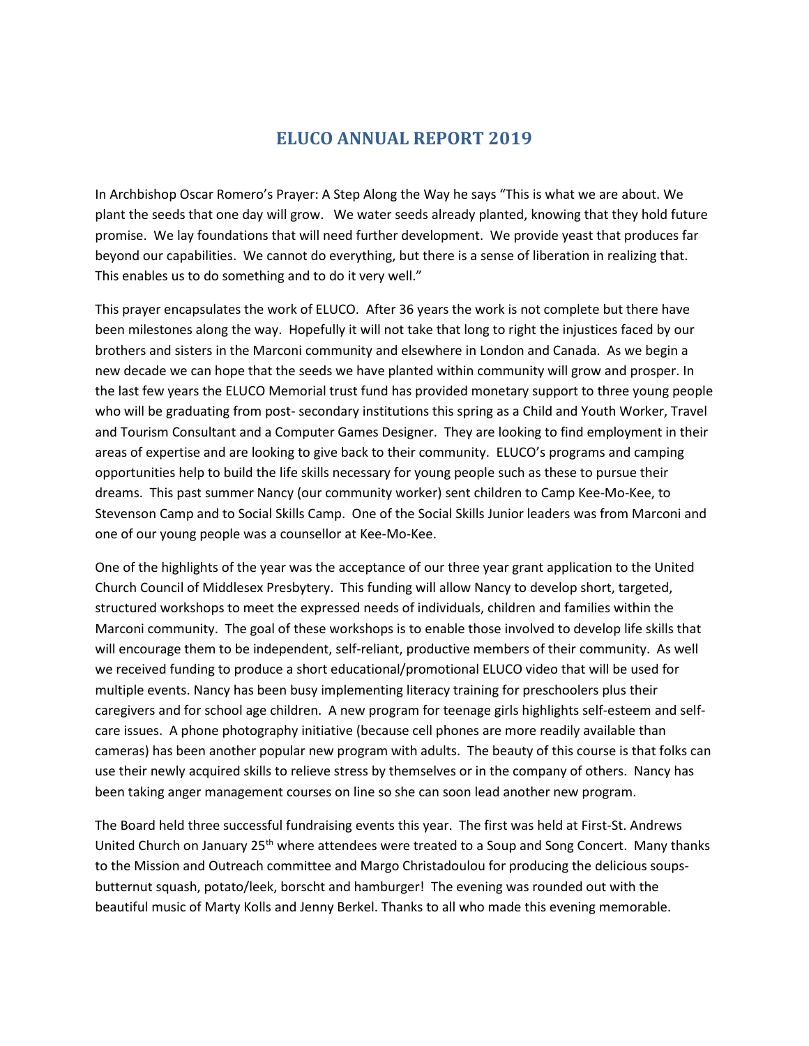# ELUCO ANNUAL REPORT 2019

In Archbishop Oscar Romero's Prayer: A Step Along the Way he says "This is what we are about. We plant the seeds that one day will grow. We water seeds already planted, knowing that they hold future promise. We lay foundations that will need further development. We provide yeast that produces far beyond our capabilities. We cannot do everything, but there is a sense of liberation in realizing that. This enables us to do something and to do it very well."

This prayer encapsulates the work of ELUCO. After 36 years the work is not complete but there have been milestones along the way. Hopefully it will not take that long to right the injustices faced by our brothers and sisters in the Marconi community and elsewhere in London and Canada. As we begin a new decade we can hope that the seeds we have planted within community will grow and prosper. In the last few years the ELUCO Memorial trust fund has provided monetary support to three young people who will be graduating from post- secondary institutions this spring as a Child and Youth Worker, Travel and Tourism Consultant and a Computer Games Designer. They are looking to find employment in their areas of expertise and are looking to give back to their community. ELUCO's programs and camping opportunities help to build the life skills necessary for young people such as these to pursue their dreams. This past summer Nancy (our community worker) sent children to Camp Kee-Mo-Kee, to Stevenson Camp and to Social Skills Camp. One of the Social Skills Junior leaders was from Marconi and one of our young people was a counsellor at Kee-Mo-Kee.

One of the highlights of the year was the acceptance of our three year grant application to the United Church Council of Middlesex Presbytery. This funding will allow Nancy to develop short, targeted, structured workshops to meet the expressed needs of individuals, children and families within the Marconi community. The goal of these workshops is to enable those involved to develop life skills that will encourage them to be independent, self-reliant, productive members of their community. As well we received funding to produce a short educational/promotional ELUCO video that will be used for multiple events. Nancy has been busy implementing literacy training for preschoolers plus their caregivers and for school age children. A new program for teenage girls highlights self-esteem and self-care issues. A phone photography initiative (because cell phones are more readily available than cameras) has been another popular new program with adults. The beauty of this course is that folks can use their newly acquired skills to relieve stress by themselves or in the company of others. Nancy has been taking anger management courses on line so she can soon lead another new program.

The Board held three successful fundraising events this year. The first was held at First-St. Andrews United Church on January 25th where attendees were treated to a Soup and Song Concert. Many thanks to the Mission and Outreach committee and Margo Christadoulou for producing the delicious soups- butternut squash, potato/leek, borscht and hamburger! The evening was rounded out with the beautiful music of Marty Kolls and Jenny Berkel. Thanks to all who made this evening memorable.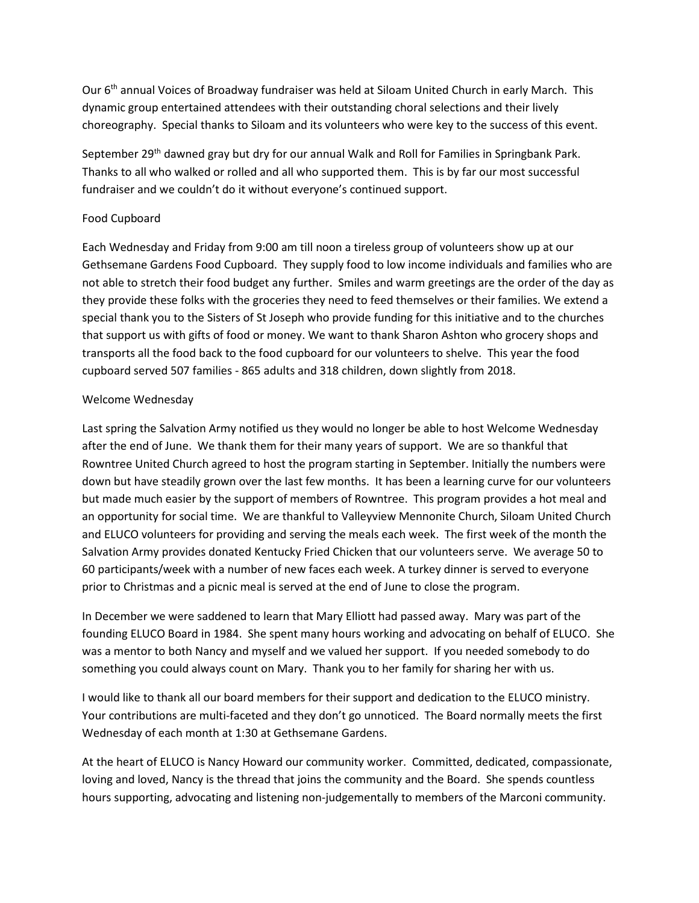Our 6th annual Voices of Broadway fundraiser was held at Siloam United Church in early March. This dynamic group entertained attendees with their outstanding choral selections and their lively choreography. Special thanks to Siloam and its volunteers who were key to the success of this event.

September 29th dawned gray but dry for our annual Walk and Roll for Families in Springbank Park. Thanks to all who walked or rolled and all who supported them. This is by far our most successful fundraiser and we couldn't do it without everyone's continued support.

## Food Cupboard

Each Wednesday and Friday from 9:00 am till noon a tireless group of volunteers show up at our Gethsemane Gardens Food Cupboard. They supply food to low income individuals and families who are not able to stretch their food budget any further. Smiles and warm greetings are the order of the day as they provide these folks with the groceries they need to feed themselves or their families. We extend a special thank you to the Sisters of St Joseph who provide funding for this initiative and to the churches that support us with gifts of food or money. We want to thank Sharon Ashton who grocery shops and transports all the food back to the food cupboard for our volunteers to shelve. This year the food cupboard served 507 families - 865 adults and 318 children, down slightly from 2018.

## Welcome Wednesday

Last spring the Salvation Army notified us they would no longer be able to host Welcome Wednesday after the end of June. We thank them for their many years of support. We are so thankful that Rowntree United Church agreed to host the program starting in September. Initially the numbers were down but have steadily grown over the last few months. It has been a learning curve for our volunteers but made much easier by the support of members of Rowntree. This program provides a hot meal and an opportunity for social time. We are thankful to Valleyview Mennonite Church, Siloam United Church and ELUCO volunteers for providing and serving the meals each week. The first week of the month the Salvation Army provides donated Kentucky Fried Chicken that our volunteers serve. We average 50 to 60 participants/week with a number of new faces each week. A turkey dinner is served to everyone prior to Christmas and a picnic meal is served at the end of June to close the program.

In December we were saddened to learn that Mary Elliott had passed away. Mary was part of the founding ELUCO Board in 1984. She spent many hours working and advocating on behalf of ELUCO. She was a mentor to both Nancy and myself and we valued her support. If you needed somebody to do something you could always count on Mary. Thank you to her family for sharing her with us.

I would like to thank all our board members for their support and dedication to the ELUCO ministry. Your contributions are multi-faceted and they don't go unnoticed. The Board normally meets the first Wednesday of each month at 1:30 at Gethsemane Gardens.

At the heart of ELUCO is Nancy Howard our community worker. Committed, dedicated, compassionate, loving and loved, Nancy is the thread that joins the community and the Board. She spends countless hours supporting, advocating and listening non-judgementally to members of the Marconi community.